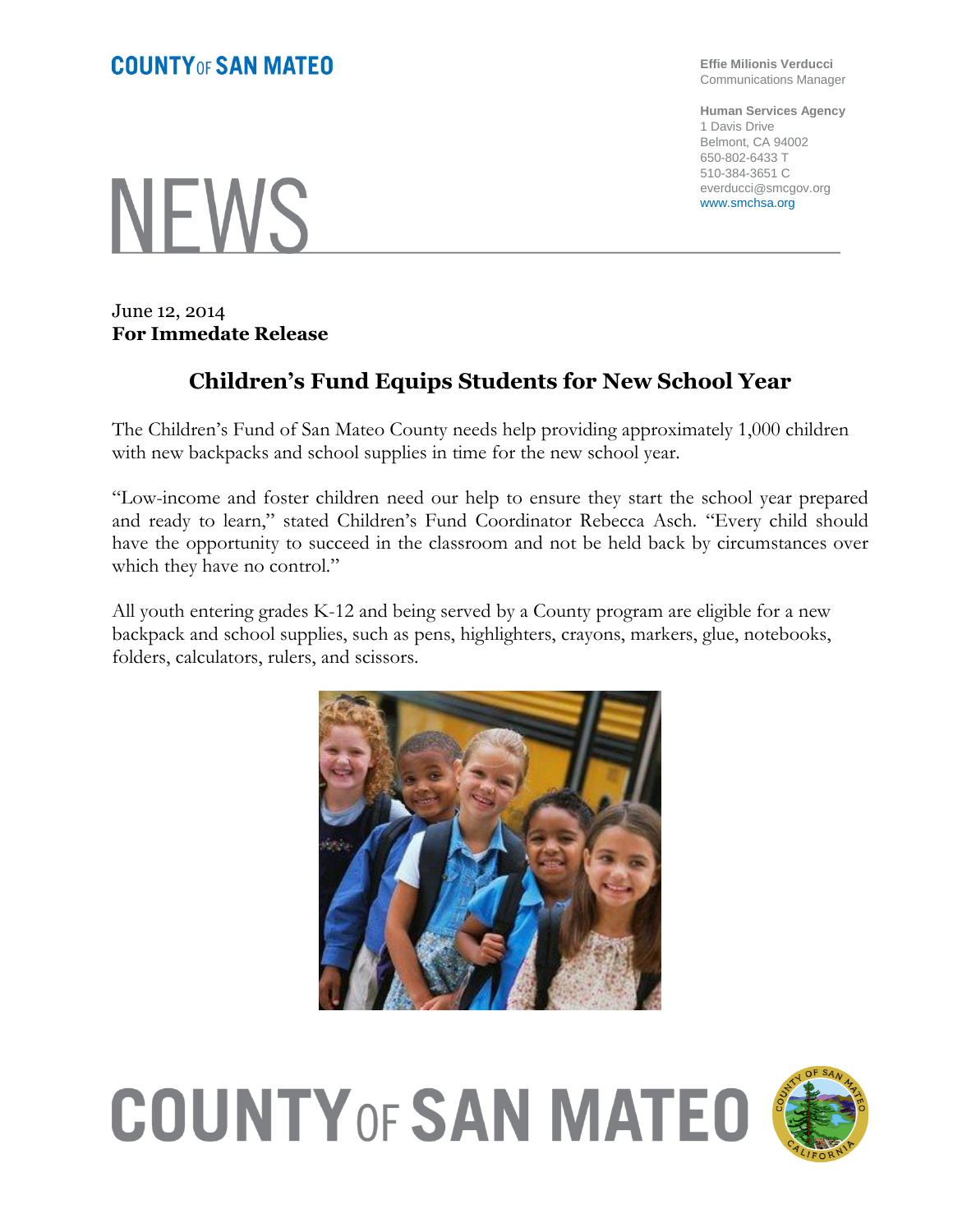**COUNTY OF SAN MATEO**

**Effie Milionis Verducci**
Communications Manager

**Human Services Agency**
1 Davis Drive
Belmont, CA 94002
650-802-6433 T
510-384-3651 C
everducci@smcgov.org
www.smchsa.org

# NEWS

June 12, 2014
**For Immedate Release**

## Children's Fund Equips Students for New School Year

The Children's Fund of San Mateo County needs help providing approximately 1,000 children with new backpacks and school supplies in time for the new school year.

"Low-income and foster children need our help to ensure they start the school year prepared and ready to learn," stated Children's Fund Coordinator Rebecca Asch. "Every child should have the opportunity to succeed in the classroom and not be held back by circumstances over which they have no control."

All youth entering grades K-12 and being served by a County program are eligible for a new backpack and school supplies, such as pens, highlighters, crayons, markers, glue, notebooks, folders, calculators, rulers, and scissors.

**COUNTY OF SAN MATEO**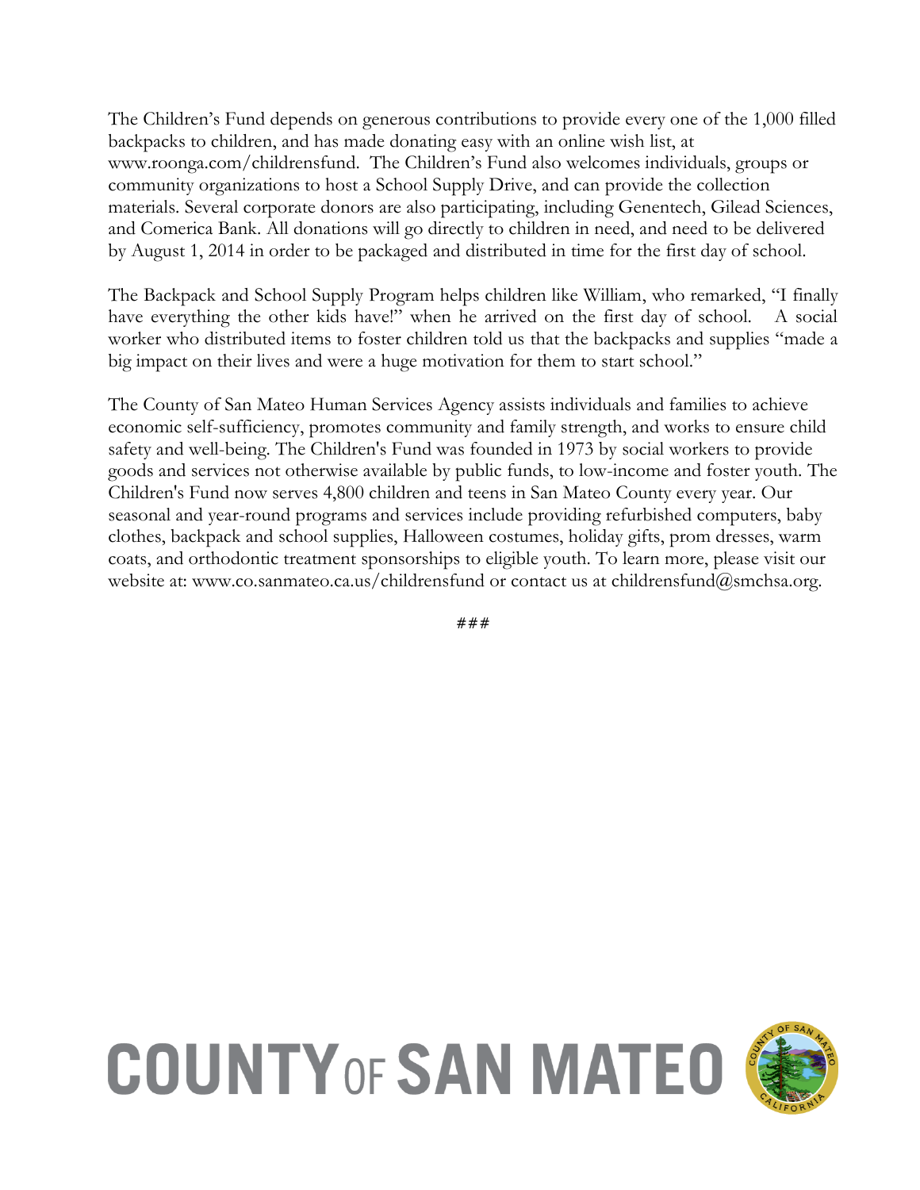The Children's Fund depends on generous contributions to provide every one of the 1,000 filled backpacks to children, and has made donating easy with an online wish list, at www.roonga.com/childrensfund. The Children's Fund also welcomes individuals, groups or community organizations to host a School Supply Drive, and can provide the collection materials. Several corporate donors are also participating, including Genentech, Gilead Sciences, and Comerica Bank. All donations will go directly to children in need, and need to be delivered by August 1, 2014 in order to be packaged and distributed in time for the first day of school.

The Backpack and School Supply Program helps children like William, who remarked, "I finally have everything the other kids have!" when he arrived on the first day of school. A social worker who distributed items to foster children told us that the backpacks and supplies "made a big impact on their lives and were a huge motivation for them to start school."

The County of San Mateo Human Services Agency assists individuals and families to achieve economic self-sufficiency, promotes community and family strength, and works to ensure child safety and well-being. The Children's Fund was founded in 1973 by social workers to provide goods and services not otherwise available by public funds, to low-income and foster youth. The Children's Fund now serves 4,800 children and teens in San Mateo County every year. Our seasonal and year-round programs and services include providing refurbished computers, baby clothes, backpack and school supplies, Halloween costumes, holiday gifts, prom dresses, warm coats, and orthodontic treatment sponsorships to eligible youth. To learn more, please visit our website at: www.co.sanmateo.ca.us/childrensfund or contact us at childrensfund@smchsa.org.

###

COUNTY OF SAN MATEO